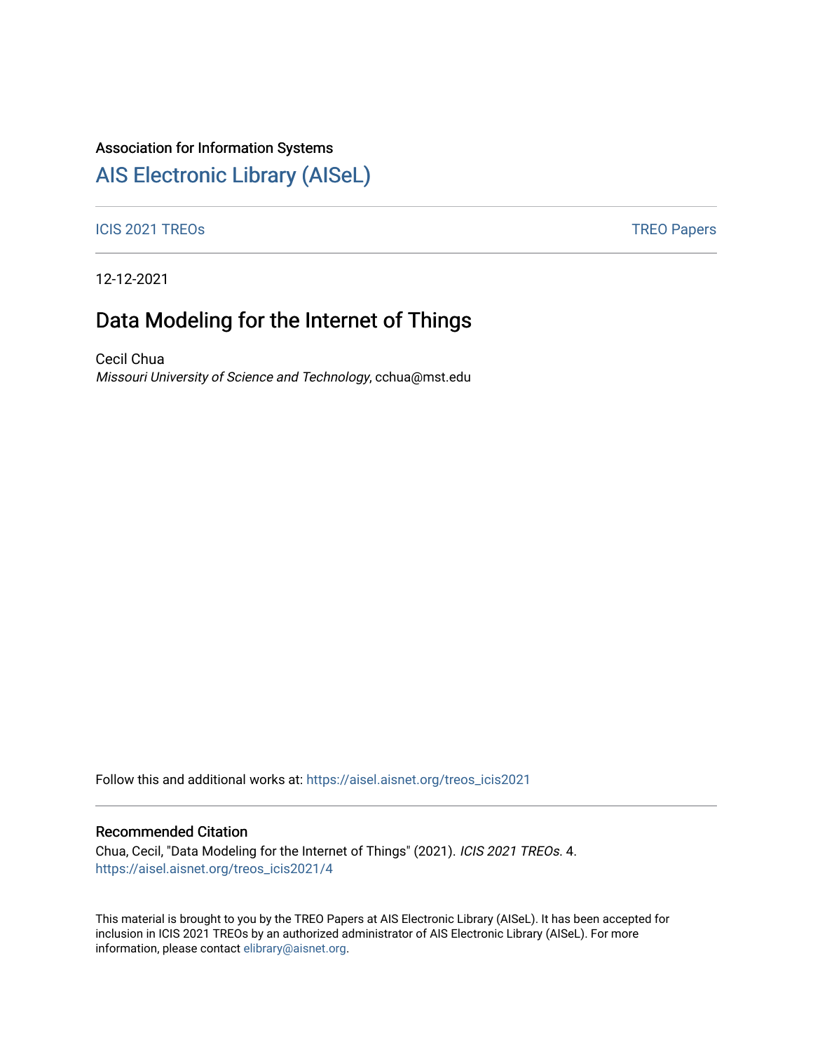Association for Information Systems

# AIS Electronic Library (AISeL)

ICIS 2021 TREOs | TREO Papers

12-12-2021

## Data Modeling for the Internet of Things

Cecil Chua
*Missouri University of Science and Technology*, cchua@mst.edu

Follow this and additional works at: https://aisel.aisnet.org/treos_icis2021

### Recommended Citation

Chua, Cecil, "Data Modeling for the Internet of Things" (2021). *ICIS 2021 TREOs*. 4.
https://aisel.aisnet.org/treos_icis2021/4

This material is brought to you by the TREO Papers at AIS Electronic Library (AISeL). It has been accepted for inclusion in ICIS 2021 TREOs by an authorized administrator of AIS Electronic Library (AISeL). For more information, please contact elibrary@aisnet.org.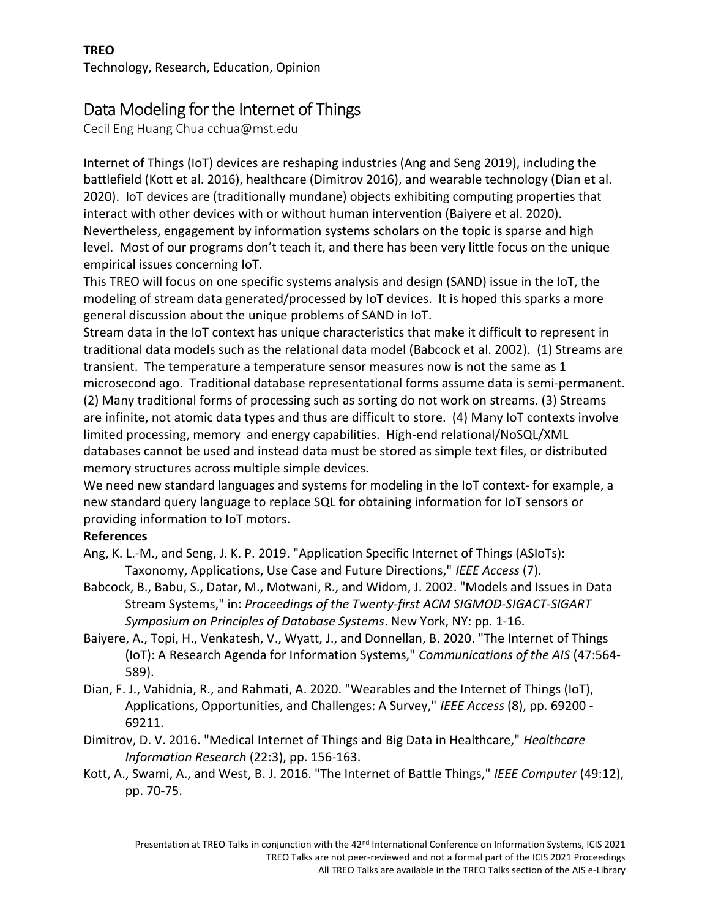**TREO**

Technology, Research, Education, Opinion

# Data Modeling for the Internet of Things

Cecil Eng Huang Chua cchua@mst.edu

Internet of Things (IoT) devices are reshaping industries (Ang and Seng 2019), including the battlefield (Kott et al. 2016), healthcare (Dimitrov 2016), and wearable technology (Dian et al. 2020). IoT devices are (traditionally mundane) objects exhibiting computing properties that interact with other devices with or without human intervention (Baiyere et al. 2020). Nevertheless, engagement by information systems scholars on the topic is sparse and high level. Most of our programs don't teach it, and there has been very little focus on the unique empirical issues concerning IoT.

This TREO will focus on one specific systems analysis and design (SAND) issue in the IoT, the modeling of stream data generated/processed by IoT devices. It is hoped this sparks a more general discussion about the unique problems of SAND in IoT.

Stream data in the IoT context has unique characteristics that make it difficult to represent in traditional data models such as the relational data model (Babcock et al. 2002). (1) Streams are transient. The temperature a temperature sensor measures now is not the same as 1 microsecond ago. Traditional database representational forms assume data is semi-permanent. (2) Many traditional forms of processing such as sorting do not work on streams. (3) Streams are infinite, not atomic data types and thus are difficult to store. (4) Many IoT contexts involve limited processing, memory and energy capabilities. High-end relational/NoSQL/XML databases cannot be used and instead data must be stored as simple text files, or distributed memory structures across multiple simple devices.

We need new standard languages and systems for modeling in the IoT context- for example, a new standard query language to replace SQL for obtaining information for IoT sensors or providing information to IoT motors.

**References**

Ang, K. L.-M., and Seng, J. K. P. 2019. "Application Specific Internet of Things (ASIoTs): Taxonomy, Applications, Use Case and Future Directions," *IEEE Access* (7).

Babcock, B., Babu, S., Datar, M., Motwani, R., and Widom, J. 2002. "Models and Issues in Data Stream Systems," in: *Proceedings of the Twenty-first ACM SIGMOD-SIGACT-SIGART Symposium on Principles of Database Systems*. New York, NY: pp. 1-16.

Baiyere, A., Topi, H., Venkatesh, V., Wyatt, J., and Donnellan, B. 2020. "The Internet of Things (IoT): A Research Agenda for Information Systems," *Communications of the AIS* (47:564-589).

Dian, F. J., Vahidnia, R., and Rahmati, A. 2020. "Wearables and the Internet of Things (IoT), Applications, Opportunities, and Challenges: A Survey," *IEEE Access* (8), pp. 69200 - 69211.

Dimitrov, D. V. 2016. "Medical Internet of Things and Big Data in Healthcare," *Healthcare Information Research* (22:3), pp. 156-163.

Kott, A., Swami, A., and West, B. J. 2016. "The Internet of Battle Things," *IEEE Computer* (49:12), pp. 70-75.